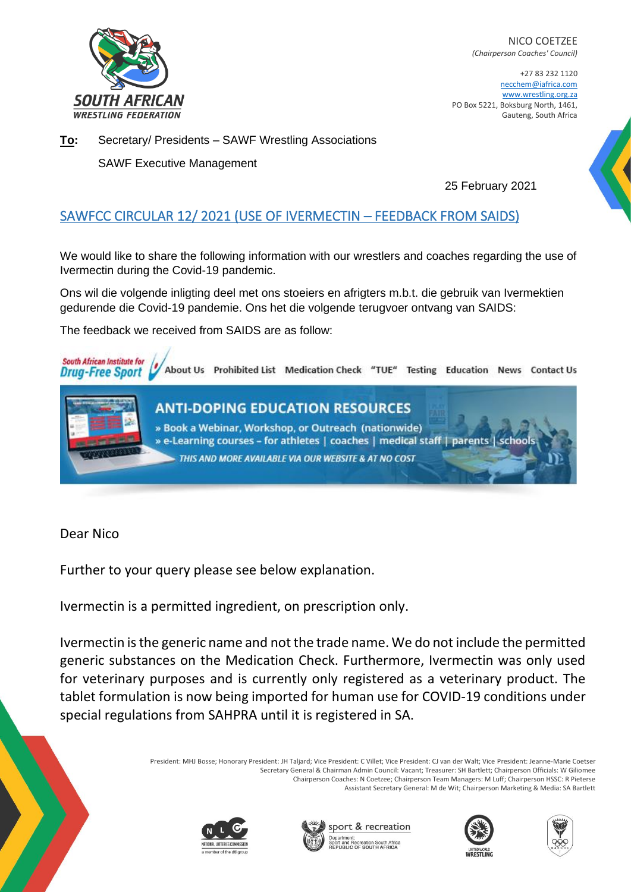SOUTH AFRICAN WRESTLING FEDERATION

NICO COETZEE
*(Chairperson Coaches' Council)*

+27 83 232 1120
necchem@iafrica.com
www.wrestling.org.za
PO Box 5221, Boksburg North, 1461,
Gauteng, South Africa

**To:** Secretary/ Presidents – SAWF Wrestling Associations

SAWF Executive Management

25 February 2021

## SAWFCC CIRCULAR 12/ 2021 (USE OF IVERMECTIN – FEEDBACK FROM SAIDS)

We would like to share the following information with our wrestlers and coaches regarding the use of Ivermectin during the Covid-19 pandemic.

Ons wil die volgende inligting deel met ons stoeiers en afrigters m.b.t. die gebruik van Ivermektien gedurende die Covid-19 pandemie. Ons het die volgende terugvoer ontvang van SAIDS:

The feedback we received from SAIDS are as follow:

South African Institute for Drug-Free Sport | About Us | Prohibited List | Medication Check | "TUE" | Testing | Education | News | Contact Us

**ANTI-DOPING EDUCATION RESOURCES**
» Book a Webinar, Workshop, or Outreach (nationwide)
» e-Learning courses – for athletes | coaches | medical staff | parents | schools
*THIS AND MORE AVAILABLE VIA OUR WEBSITE & AT NO COST*

Dear Nico

Further to your query please see below explanation.

Ivermectin is a permitted ingredient, on prescription only.

Ivermectin is the generic name and not the trade name. We do not include the permitted generic substances on the Medication Check. Furthermore, Ivermectin was only used for veterinary purposes and is currently only registered as a veterinary product. The tablet formulation is now being imported for human use for COVID-19 conditions under special regulations from SAHPRA until it is registered in SA.

President: MHJ Bosse; Honorary President: JH Taljard; Vice President: C Villet; Vice President: CJ van der Walt; Vice President: Jeanne-Marie Coetser
Secretary General & Chairman Admin Council: Vacant; Treasurer: SH Bartlett; Chairperson Officials: W Giliomee
Chairperson Coaches: N Coetzee; Chairperson Team Managers: M Luff; Chairperson HSSC: R Pieterse
Assistant Secretary General: M de Wit; Chairperson Marketing & Media: SA Bartlett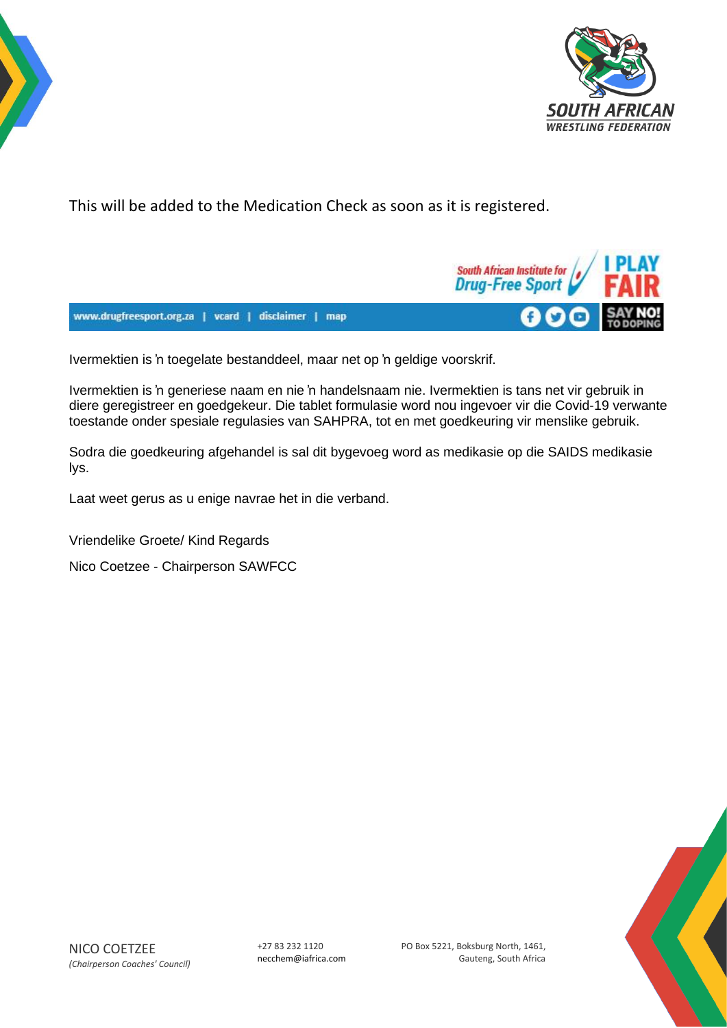This will be added to the Medication Check as soon as it is registered.

South African Institute for Drug-Free Sport | I PLAY FAIR | SAY NO! TO DOPING

www.drugfreesport.org.za | vcard | disclaimer | map

Ivermektien is 'n toegelate bestanddeel, maar net op 'n geldige voorskrif.

Ivermektien is 'n generiese naam en nie 'n handelsnaam nie. Ivermektien is tans net vir gebruik in diere geregistreer en goedgekeur. Die tablet formulasie word nou ingevoer vir die Covid-19 verwante toestande onder spesiale regulasies van SAHPRA, tot en met goedkeuring vir menslike gebruik.

Sodra die goedkeuring afgehandel is sal dit bygevoeg word as medikasie op die SAIDS medikasie lys.

Laat weet gerus as u enige navrae het in die verband.

Vriendelike Groete/ Kind Regards

Nico Coetzee - Chairperson SAWFCC